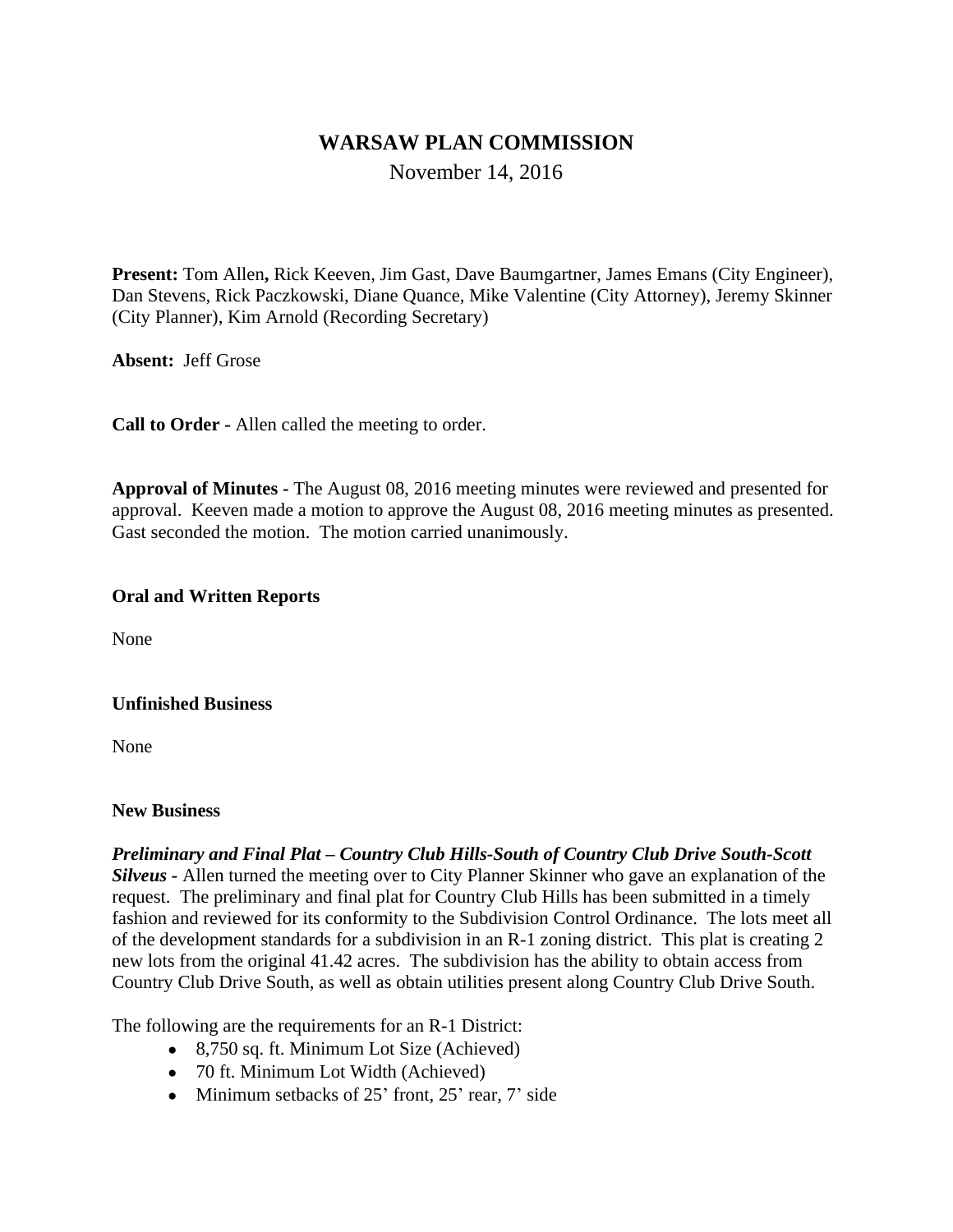# WARSAW PLAN COMMISSION

November 14, 2016

**Present:** Tom Allen**,** Rick Keeven, Jim Gast, Dave Baumgartner, James Emans (City Engineer), Dan Stevens, Rick Paczkowski, Diane Quance, Mike Valentine (City Attorney), Jeremy Skinner (City Planner), Kim Arnold (Recording Secretary)

**Absent:** Jeff Grose

**Call to Order -** Allen called the meeting to order.

**Approval of Minutes -** The August 08, 2016 meeting minutes were reviewed and presented for approval. Keeven made a motion to approve the August 08, 2016 meeting minutes as presented. Gast seconded the motion. The motion carried unanimously.

**Oral and Written Reports**

None

**Unfinished Business**

None

**New Business**

***Preliminary and Final Plat – Country Club Hills-South of Country Club Drive South-Scott Silveus -*** Allen turned the meeting over to City Planner Skinner who gave an explanation of the request. The preliminary and final plat for Country Club Hills has been submitted in a timely fashion and reviewed for its conformity to the Subdivision Control Ordinance. The lots meet all of the development standards for a subdivision in an R-1 zoning district. This plat is creating 2 new lots from the original 41.42 acres. The subdivision has the ability to obtain access from Country Club Drive South, as well as obtain utilities present along Country Club Drive South.

The following are the requirements for an R-1 District:

- 8,750 sq. ft. Minimum Lot Size (Achieved)
- 70 ft. Minimum Lot Width (Achieved)
- Minimum setbacks of 25' front, 25' rear, 7' side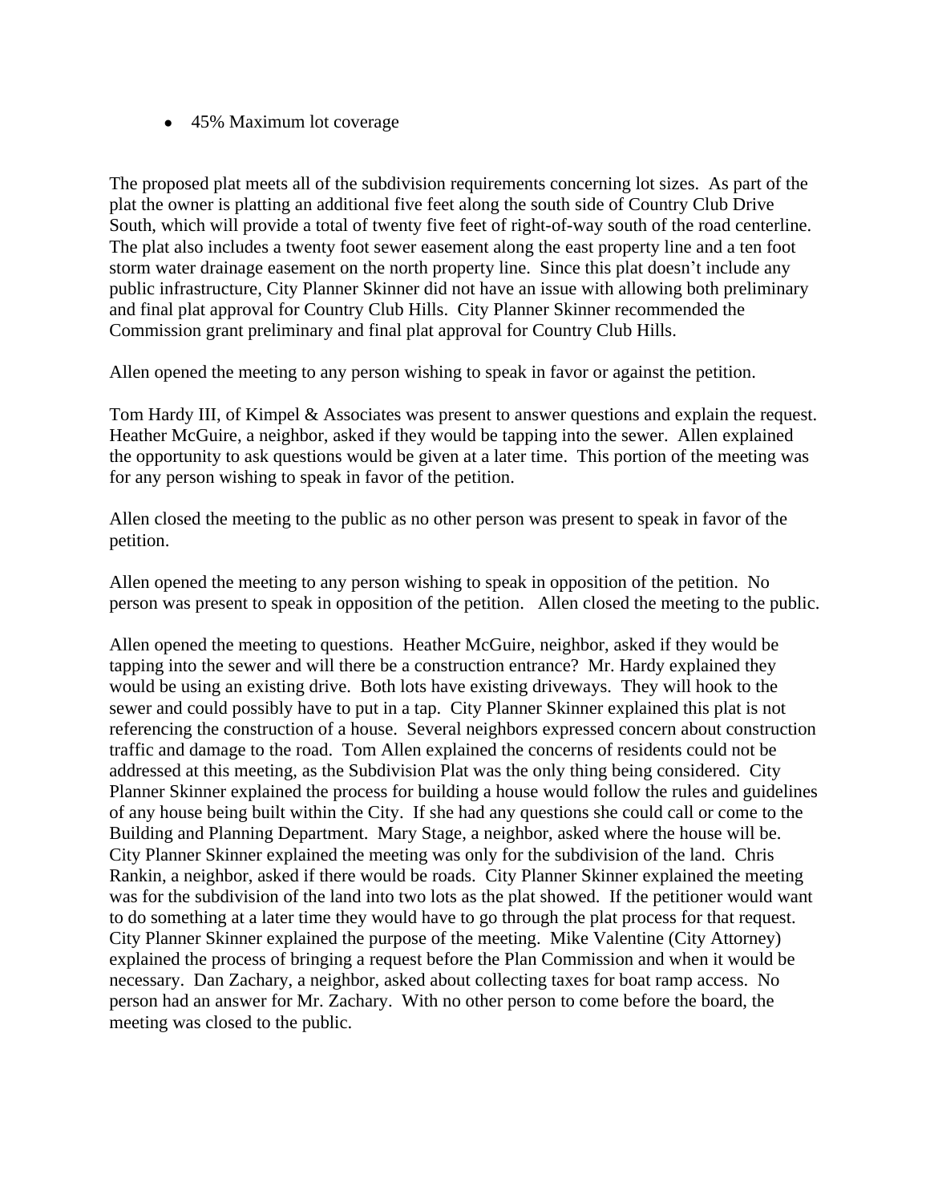- 45% Maximum lot coverage

The proposed plat meets all of the subdivision requirements concerning lot sizes. As part of the plat the owner is platting an additional five feet along the south side of Country Club Drive South, which will provide a total of twenty five feet of right-of-way south of the road centerline. The plat also includes a twenty foot sewer easement along the east property line and a ten foot storm water drainage easement on the north property line. Since this plat doesn't include any public infrastructure, City Planner Skinner did not have an issue with allowing both preliminary and final plat approval for Country Club Hills. City Planner Skinner recommended the Commission grant preliminary and final plat approval for Country Club Hills.

Allen opened the meeting to any person wishing to speak in favor or against the petition.

Tom Hardy III, of Kimpel & Associates was present to answer questions and explain the request. Heather McGuire, a neighbor, asked if they would be tapping into the sewer. Allen explained the opportunity to ask questions would be given at a later time. This portion of the meeting was for any person wishing to speak in favor of the petition.

Allen closed the meeting to the public as no other person was present to speak in favor of the petition.

Allen opened the meeting to any person wishing to speak in opposition of the petition. No person was present to speak in opposition of the petition. Allen closed the meeting to the public.

Allen opened the meeting to questions. Heather McGuire, neighbor, asked if they would be tapping into the sewer and will there be a construction entrance? Mr. Hardy explained they would be using an existing drive. Both lots have existing driveways. They will hook to the sewer and could possibly have to put in a tap. City Planner Skinner explained this plat is not referencing the construction of a house. Several neighbors expressed concern about construction traffic and damage to the road. Tom Allen explained the concerns of residents could not be addressed at this meeting, as the Subdivision Plat was the only thing being considered. City Planner Skinner explained the process for building a house would follow the rules and guidelines of any house being built within the City. If she had any questions she could call or come to the Building and Planning Department. Mary Stage, a neighbor, asked where the house will be. City Planner Skinner explained the meeting was only for the subdivision of the land. Chris Rankin, a neighbor, asked if there would be roads. City Planner Skinner explained the meeting was for the subdivision of the land into two lots as the plat showed. If the petitioner would want to do something at a later time they would have to go through the plat process for that request. City Planner Skinner explained the purpose of the meeting. Mike Valentine (City Attorney) explained the process of bringing a request before the Plan Commission and when it would be necessary. Dan Zachary, a neighbor, asked about collecting taxes for boat ramp access. No person had an answer for Mr. Zachary. With no other person to come before the board, the meeting was closed to the public.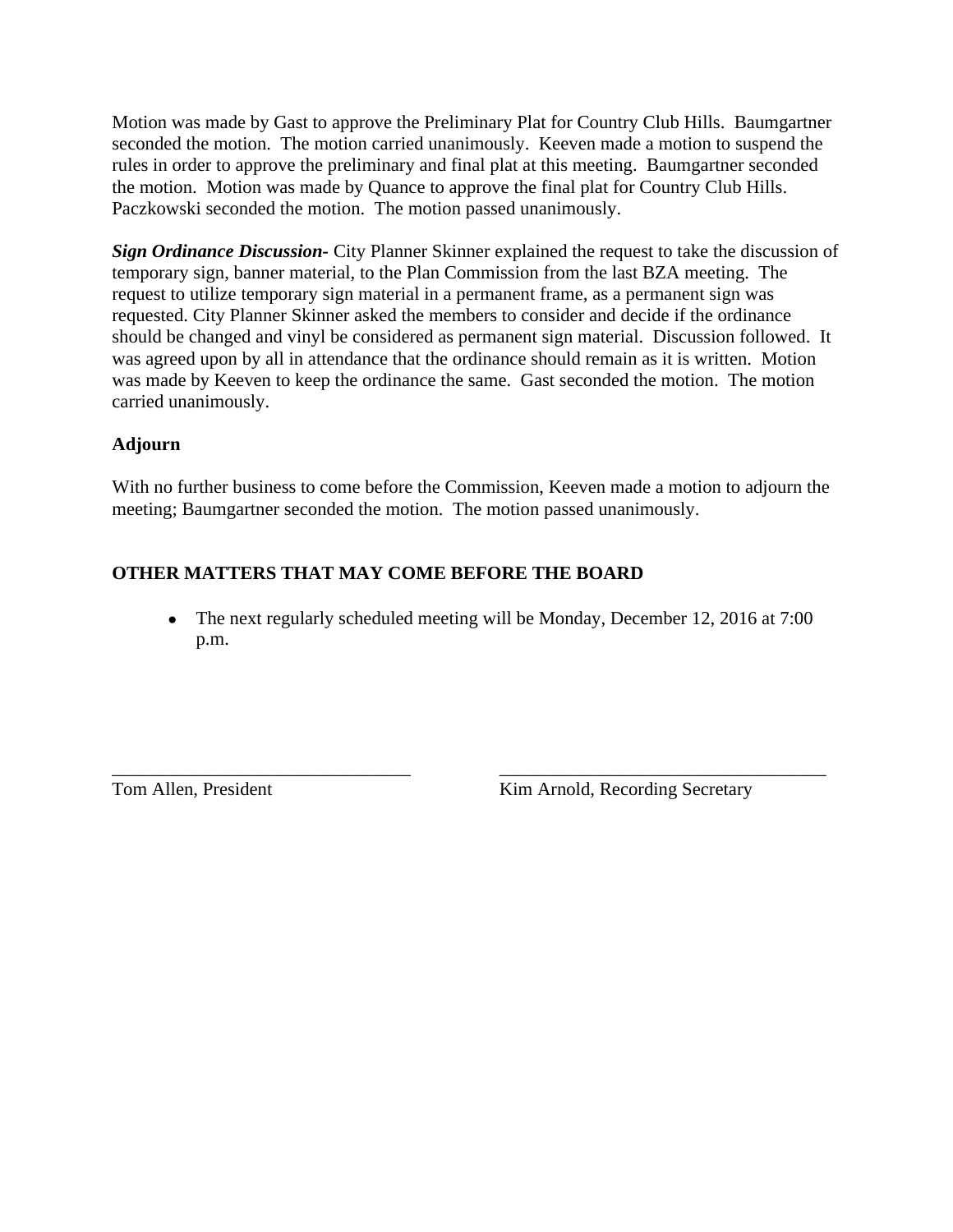Motion was made by Gast to approve the Preliminary Plat for Country Club Hills. Baumgartner seconded the motion. The motion carried unanimously. Keeven made a motion to suspend the rules in order to approve the preliminary and final plat at this meeting. Baumgartner seconded the motion. Motion was made by Quance to approve the final plat for Country Club Hills. Paczkowski seconded the motion. The motion passed unanimously.

***Sign Ordinance Discussion-*** City Planner Skinner explained the request to take the discussion of temporary sign, banner material, to the Plan Commission from the last BZA meeting. The request to utilize temporary sign material in a permanent frame, as a permanent sign was requested. City Planner Skinner asked the members to consider and decide if the ordinance should be changed and vinyl be considered as permanent sign material. Discussion followed. It was agreed upon by all in attendance that the ordinance should remain as it is written. Motion was made by Keeven to keep the ordinance the same. Gast seconded the motion. The motion carried unanimously.

**Adjourn**

With no further business to come before the Commission, Keeven made a motion to adjourn the meeting; Baumgartner seconded the motion. The motion passed unanimously.

**OTHER MATTERS THAT MAY COME BEFORE THE BOARD**

- The next regularly scheduled meeting will be Monday, December 12, 2016 at 7:00 p.m.

_________________________________ _____________________________________

Tom Allen, President Kim Arnold, Recording Secretary